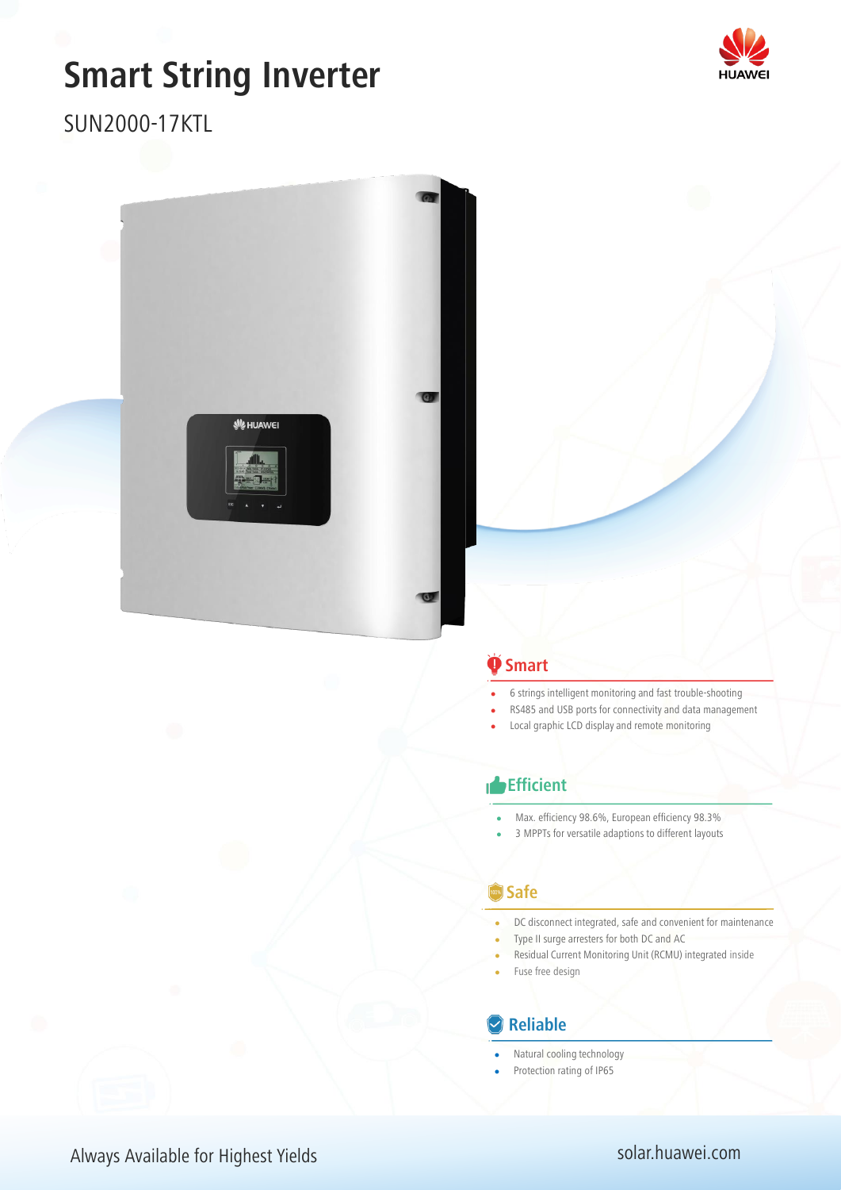# Smart String Inverter

## SUN2000-17KTL

### Smart

- 6 strings intelligent monitoring and fast trouble-shooting
- RS485 and USB ports for connectivity and data management
- Local graphic LCD display and remote monitoring

### Efficient

- Max. efficiency 98.6%, European efficiency 98.3%
- 3 MPPTs for versatile adaptions to different layouts

### Safe

- DC disconnect integrated, safe and convenient for maintenance
- Type II surge arresters for both DC and AC
- Residual Current Monitoring Unit (RCMU) integrated inside
- Fuse free design

### Reliable

- Natural cooling technology
- Protection rating of IP65

Always Available for Highest Yields

solar.huawei.com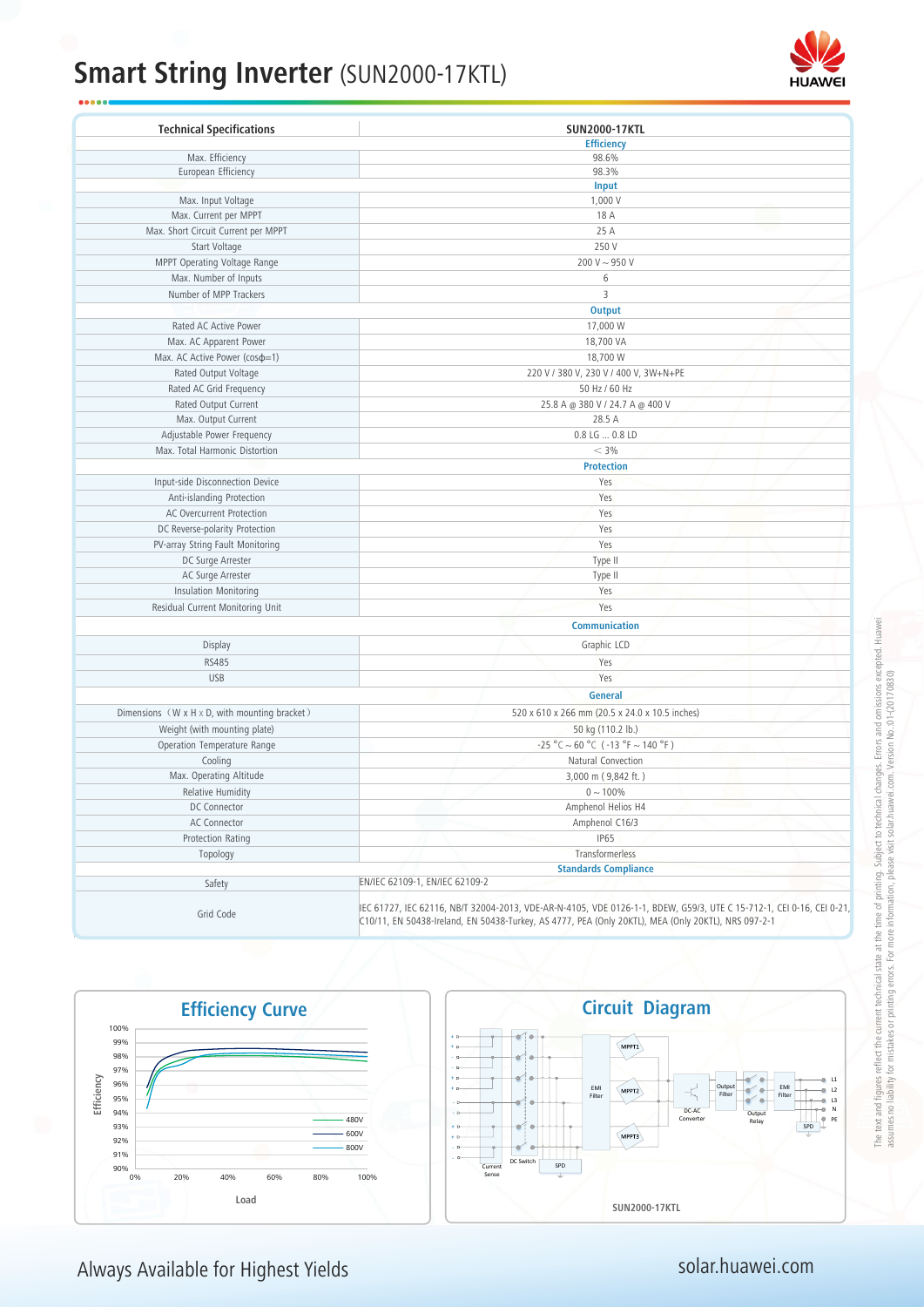# Smart String Inverter (SUN2000-17KTL)

| Technical Specifications | SUN2000-17KTL |
|---|---|
| **Efficiency** | |
| Max. Efficiency | 98.6% |
| European Efficiency | 98.3% |
| **Input** | |
| Max. Input Voltage | 1,000 V |
| Max. Current per MPPT | 18 A |
| Max. Short Circuit Current per MPPT | 25 A |
| Start Voltage | 250 V |
| MPPT Operating Voltage Range | 200 V ~ 950 V |
| Max. Number of Inputs | 6 |
| Number of MPP Trackers | 3 |
| **Output** | |
| Rated AC Active Power | 17,000 W |
| Max. AC Apparent Power | 18,700 VA |
| Max. AC Active Power (cosϕ=1) | 18,700 W |
| Rated Output Voltage | 220 V / 380 V, 230 V / 400 V, 3W+N+PE |
| Rated AC Grid Frequency | 50 Hz / 60 Hz |
| Rated Output Current | 25.8 A @ 380 V / 24.7 A @ 400 V |
| Max. Output Current | 28.5 A |
| Adjustable Power Frequency | 0.8 LG ... 0.8 LD |
| Max. Total Harmonic Distortion | < 3% |
| **Protection** | |
| Input-side Disconnection Device | Yes |
| Anti-islanding Protection | Yes |
| AC Overcurrent Protection | Yes |
| DC Reverse-polarity Protection | Yes |
| PV-array String Fault Monitoring | Yes |
| DC Surge Arrester | Type II |
| AC Surge Arrester | Type II |
| Insulation Monitoring | Yes |
| Residual Current Monitoring Unit | Yes |
| **Communication** | |
| Display | Graphic LCD |
| RS485 | Yes |
| USB | Yes |
| **General** | |
| Dimensions（W x H x D, with mounting bracket） | 520 x 610 x 266 mm (20.5 x 24.0 x 10.5 inches) |
| Weight (with mounting plate) | 50 kg (110.2 lb.) |
| Operation Temperature Range | -25 °C ~ 60 °C（-13 °F ~ 140 °F） |
| Cooling | Natural Convection |
| Max. Operating Altitude | 3,000 m ( 9,842 ft. ) |
| Relative Humidity | 0 ~ 100% |
| DC Connector | Amphenol Helios H4 |
| AC Connector | Amphenol C16/3 |
| Protection Rating | IP65 |
| Topology | Transformerless |
| **Standards Compliance** | |
| Safety | EN/IEC 62109-1, EN/IEC 62109-2 |
| Grid Code | IEC 61727, IEC 62116, NB/T 32004-2013, VDE-AR-N-4105, VDE 0126-1-1, BDEW, G59/3, UTE C 15-712-1, CEI 0-16, CEI 0-21, C10/11, EN 50438-Ireland, EN 50438-Turkey, AS 4777, PEA (Only 20KTL), MEA (Only 20KTL), NRS 097-2-1 |

## Efficiency Curve

Efficiency

100%
99%
98%
97%
96%
95%
94%
93%
92%
91%
90%

0% 20% 40% 60% 80% 100%

Load

480V
600V
800V

## Circuit Diagram

Current Sense
DC Switch
SPD
EMI Filter
MPPT1
MPPT2
MPPT3
DC-AC Converter
Output Filter
Output Relay
EMI Filter
SPD
L1
L2
L3
N
PE

SUN2000-17KTL

The text and figures reflect the current technical state at the time of printing. Subject to technical changes. Errors and omissions excepted. Huawei assumes no liability for mistakes or printing errors. For more information, please visit solar.huawei.com. Version No.:01-(20170830)

Always Available for Highest Yields

solar.huawei.com